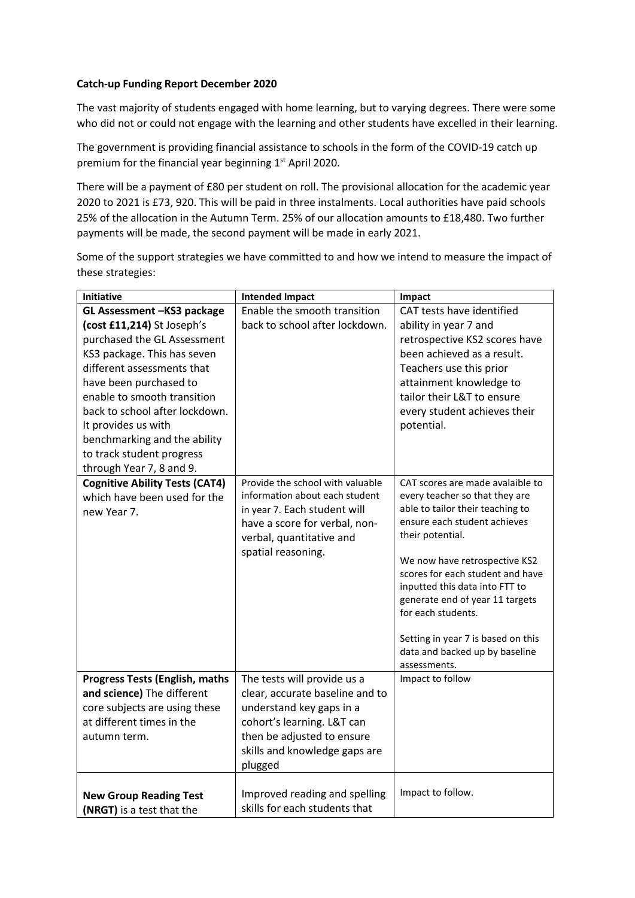**Catch-up Funding Report December 2020**

The vast majority of students engaged with home learning, but to varying degrees. There were some who did not or could not engage with the learning and other students have excelled in their learning.

The government is providing financial assistance to schools in the form of the COVID-19 catch up premium for the financial year beginning 1st April 2020.

There will be a payment of £80 per student on roll. The provisional allocation for the academic year 2020 to 2021 is £73, 920. This will be paid in three instalments. Local authorities have paid schools 25% of the allocation in the Autumn Term. 25% of our allocation amounts to £18,480. Two further payments will be made, the second payment will be made in early 2021.

Some of the support strategies we have committed to and how we intend to measure the impact of these strategies:

| Initiative | Intended Impact | Impact |
|---|---|---|
| **GL Assessment –KS3 package (cost £11,214)** St Joseph's purchased the GL Assessment KS3 package. This has seven different assessments that have been purchased to enable to smooth transition back to school after lockdown. It provides us with benchmarking and the ability to track student progress through Year 7, 8 and 9. | Enable the smooth transition back to school after lockdown. | CAT tests have identified ability in year 7 and retrospective KS2 scores have been achieved as a result. Teachers use this prior attainment knowledge to tailor their L&T to ensure every student achieves their potential. |
| **Cognitive Ability Tests (CAT4)** which have been used for the new Year 7. | Provide the school with valuable information about each student in year 7. Each student will have a score for verbal, non-verbal, quantitative and spatial reasoning. | CAT scores are made avalaible to every teacher so that they are able to tailor their teaching to ensure each student achieves their potential.<br><br>We now have retrospective KS2 scores for each student and have inputted this data into FTT to generate end of year 11 targets for each students.<br><br>Setting in year 7 is based on this data and backed up by baseline assessments. |
| **Progress Tests (English, maths and science)** The different core subjects are using these at different times in the autumn term. | The tests will provide us a clear, accurate baseline and to understand key gaps in a cohort's learning. L&T can then be adjusted to ensure skills and knowledge gaps are plugged | Impact to follow |
| **New Group Reading Test (NRGT)** is a test that the | Improved reading and spelling skills for each students that | Impact to follow. |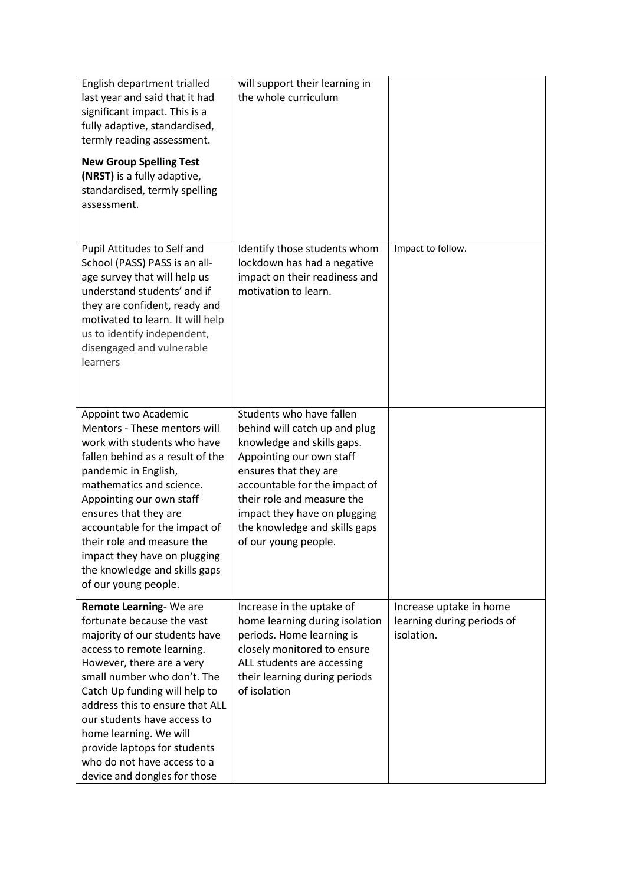| | | |
|---|---|---|
| English department trialled last year and said that it had significant impact. This is a fully adaptive, standardised, termly reading assessment. **New Group Spelling Test (NRST)** is a fully adaptive, standardised, termly spelling assessment. | will support their learning in the whole curriculum | |
| Pupil Attitudes to Self and School (PASS) PASS is an all-age survey that will help us understand students' and if they are confident, ready and motivated to learn. It will help us to identify independent, disengaged and vulnerable learners | Identify those students whom lockdown has had a negative impact on their readiness and motivation to learn. | Impact to follow. |
| Appoint two Academic Mentors - These mentors will work with students who have fallen behind as a result of the pandemic in English, mathematics and science. Appointing our own staff ensures that they are accountable for the impact of their role and measure the impact they have on plugging the knowledge and skills gaps of our young people. | Students who have fallen behind will catch up and plug knowledge and skills gaps. Appointing our own staff ensures that they are accountable for the impact of their role and measure the impact they have on plugging the knowledge and skills gaps of our young people. | |
| **Remote Learning**- We are fortunate because the vast majority of our students have access to remote learning. However, there are a very small number who don't. The Catch Up funding will help to address this to ensure that ALL our students have access to home learning. We will provide laptops for students who do not have access to a device and dongles for those | Increase in the uptake of home learning during isolation periods. Home learning is closely monitored to ensure ALL students are accessing their learning during periods of isolation | Increase uptake in home learning during periods of isolation. |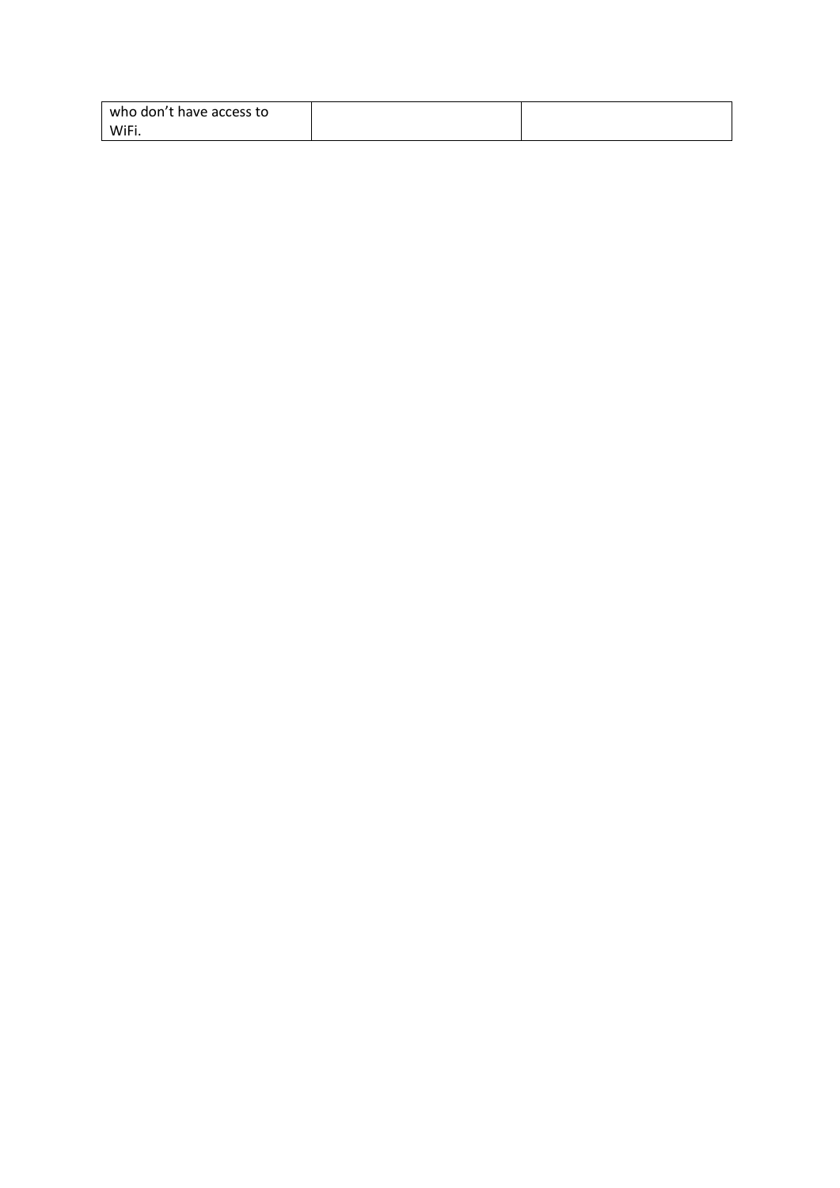| | | |
|---|---|---|
| who don't have access to WiFi. | | |